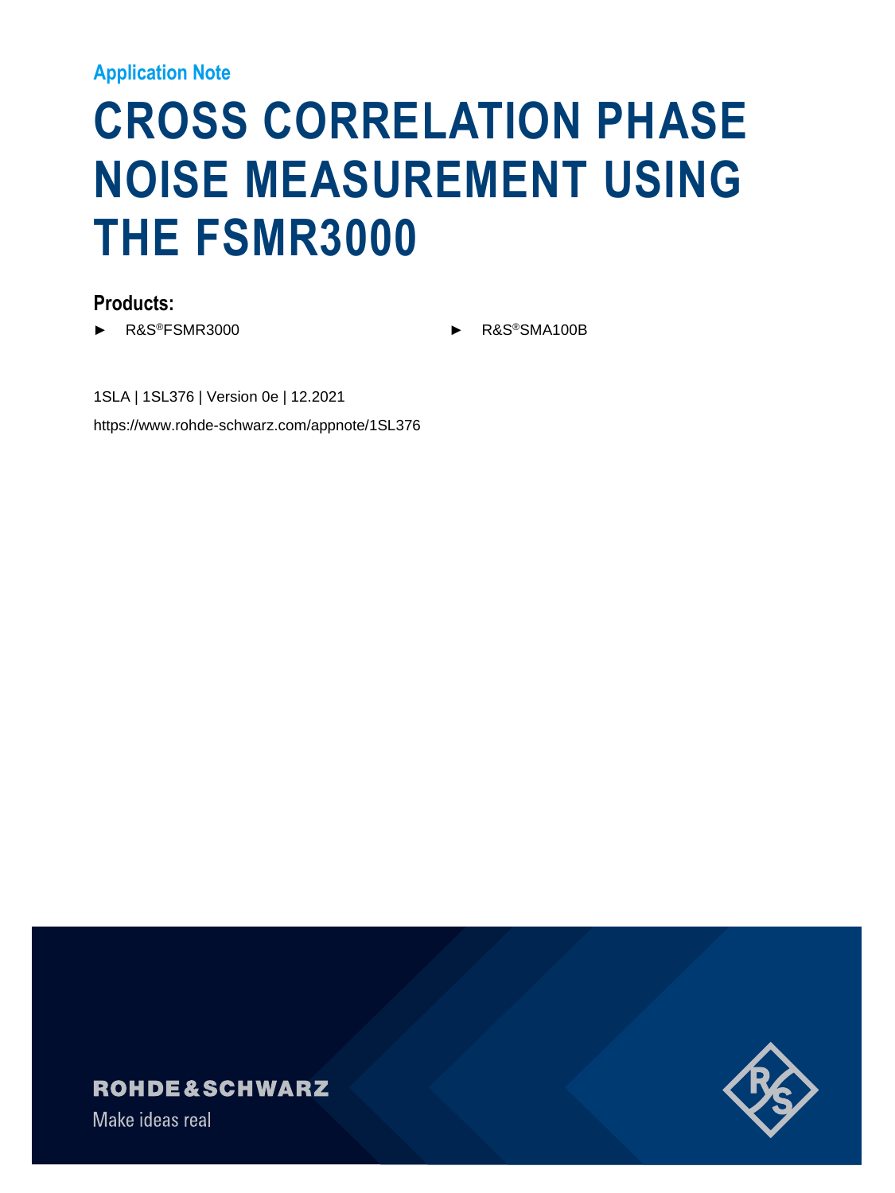Application Note

# CROSS CORRELATION PHASE NOISE MEASUREMENT USING THE FSMR3000

## Products:

- R&S®FSMR3000
- R&S®SMA100B

1SLA | 1SL376 | Version 0e | 12.2021

https://www.rohde-schwarz.com/appnote/1SL376

ROHDE&SCHWARZ

Make ideas real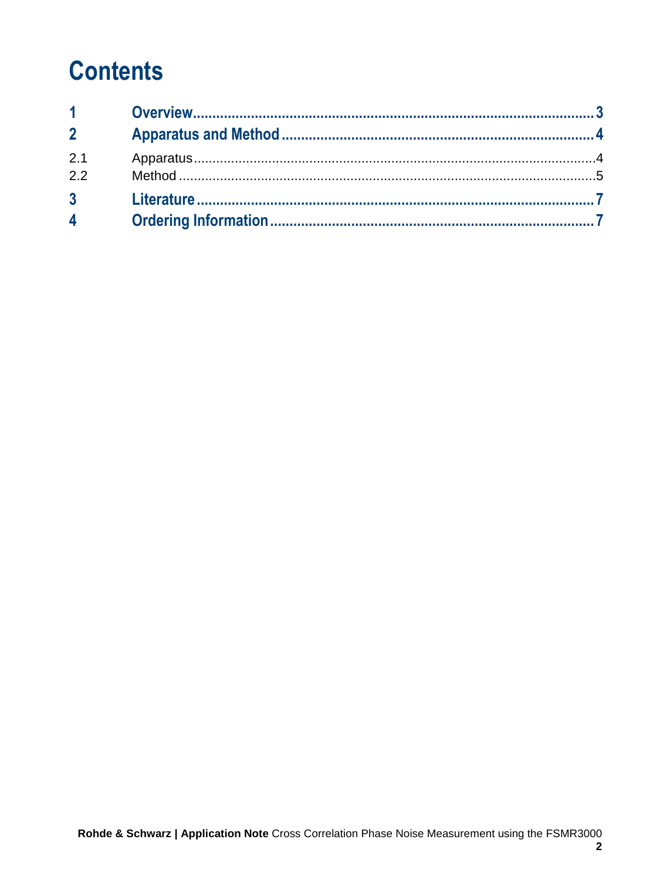# Contents

1 Overview ..... 3

2 Apparatus and Method ..... 4

2.1 Apparatus ..... 4

2.2 Method ..... 5

3 Literature ..... 7

4 Ordering Information ..... 7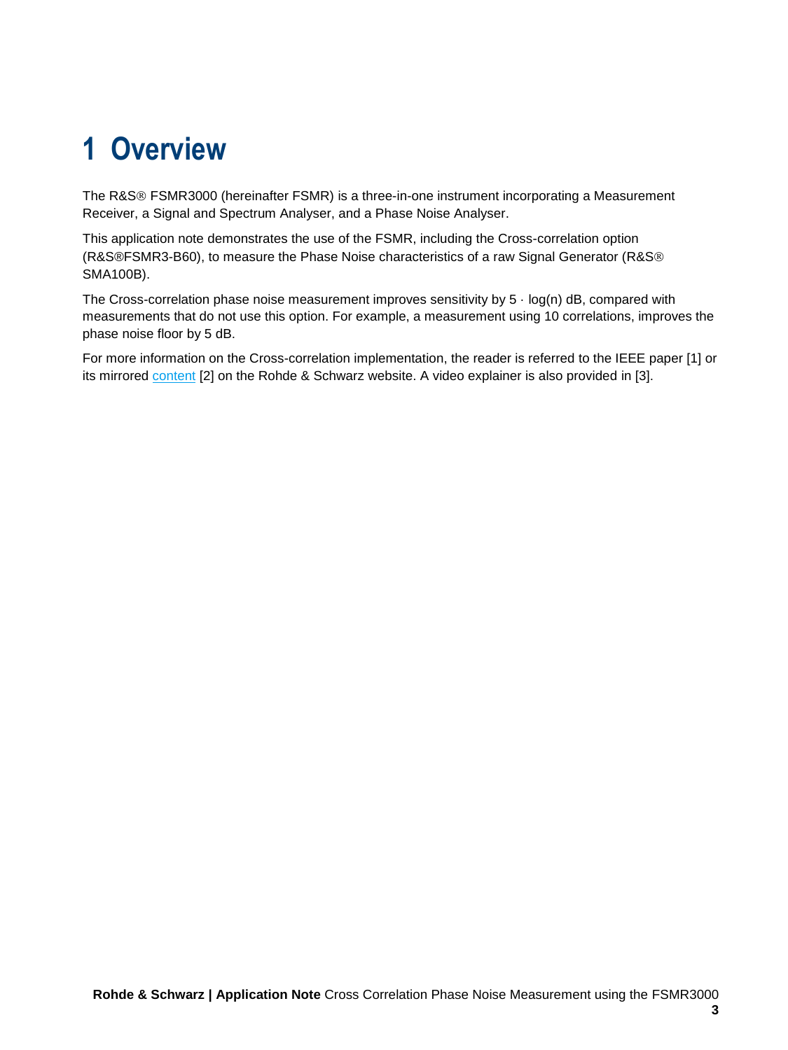# 1 Overview

The R&S® FSMR3000 (hereinafter FSMR) is a three-in-one instrument incorporating a Measurement Receiver, a Signal and Spectrum Analyser, and a Phase Noise Analyser.

This application note demonstrates the use of the FSMR, including the Cross-correlation option (R&S®FSMR3-B60), to measure the Phase Noise characteristics of a raw Signal Generator (R&S® SMA100B).

The Cross-correlation phase noise measurement improves sensitivity by $5 \cdot \log(n)$ dB, compared with measurements that do not use this option. For example, a measurement using 10 correlations, improves the phase noise floor by 5 dB.

For more information on the Cross-correlation implementation, the reader is referred to the IEEE paper [1] or its mirrored content [2] on the Rohde & Schwarz website. A video explainer is also provided in [3].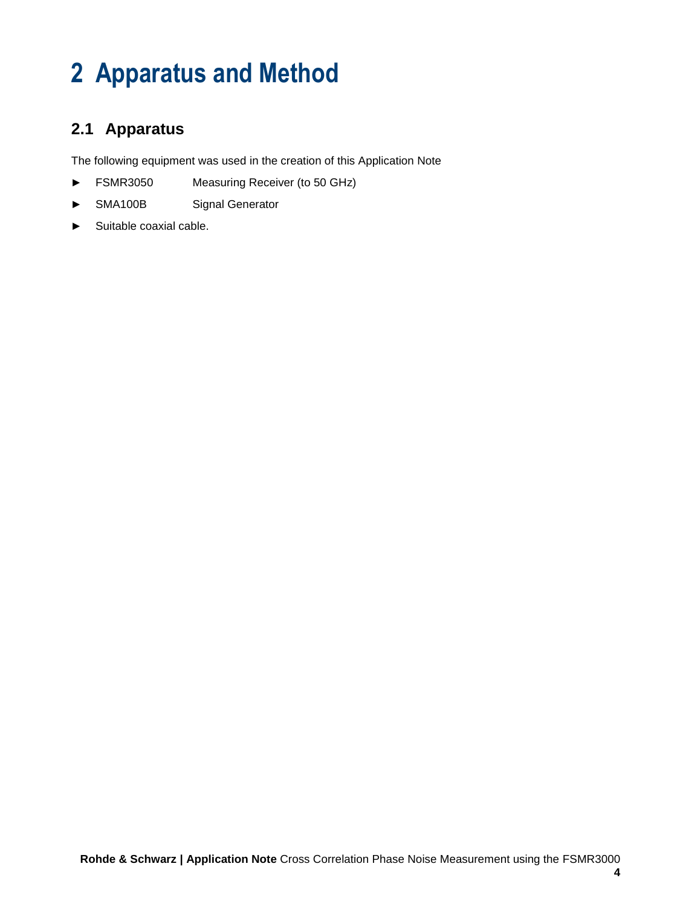# 2 Apparatus and Method

## 2.1 Apparatus

The following equipment was used in the creation of this Application Note

- FSMR3050 Measuring Receiver (to 50 GHz)
- SMA100B Signal Generator
- Suitable coaxial cable.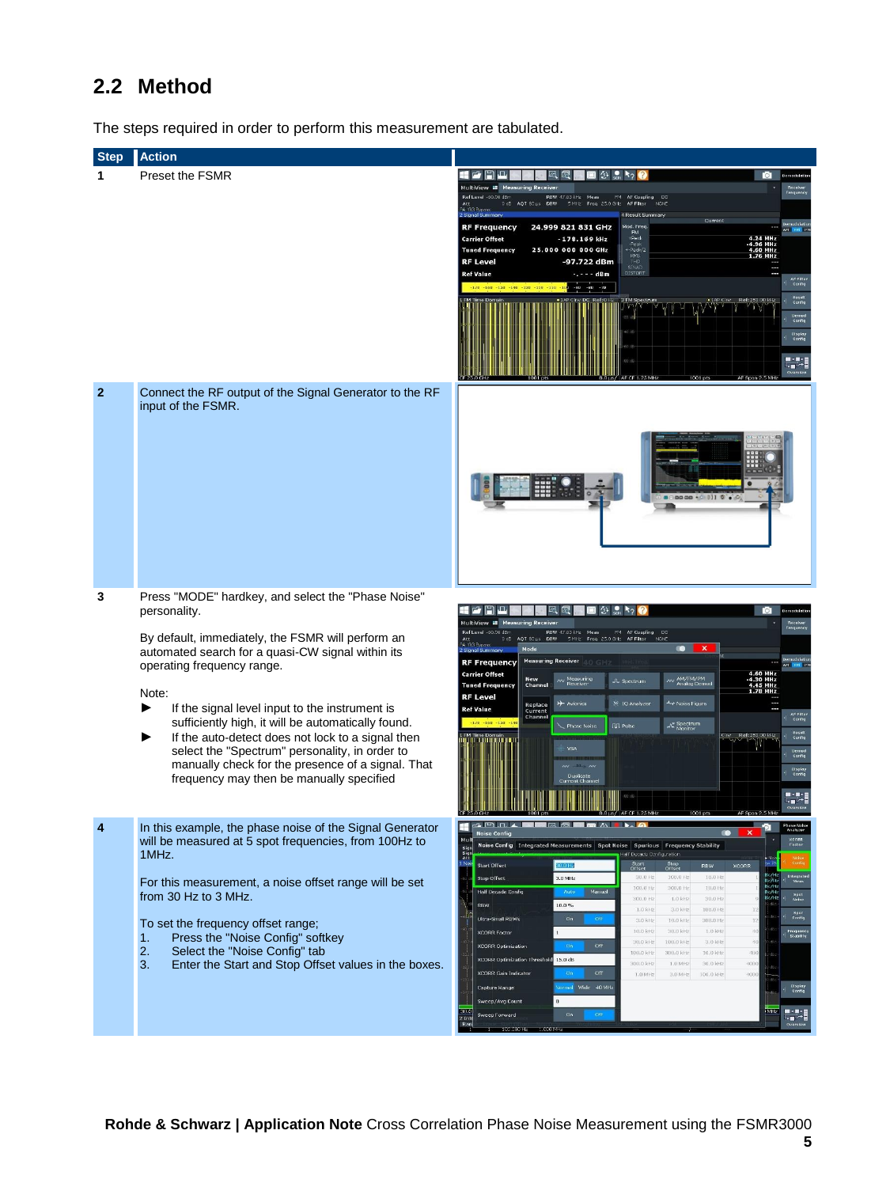## 2.2 Method

The steps required in order to perform this measurement are tabulated.

| Step | Action | |
|---|---|---|
| 1 | Preset the FSMR | |
| 2 | Connect the RF output of the Signal Generator to the RF input of the FSMR. | |
| 3 | Press "MODE" hardkey, and select the "Phase Noise" personality.<br><br>By default, immediately, the FSMR will perform an automated search for a quasi-CW signal within its operating frequency range.<br><br>Note:<br>► If the signal level input to the instrument is sufficiently high, it will be automatically found.<br>► If the auto-detect does not lock to a signal then select the "Spectrum" personality, in order to manually check for the presence of a signal. That frequency may then be manually specified | |
| 4 | In this example, the phase noise of the Signal Generator will be measured at 5 spot frequencies, from 100Hz to 1MHz.<br><br>For this measurement, a noise offset range will be set from 30 Hz to 3 MHz.<br><br>To set the frequency offset range;<br>1. Press the "Noise Config" softkey<br>2. Select the "Noise Config" tab<br>3. Enter the Start and Stop Offset values in the boxes. | |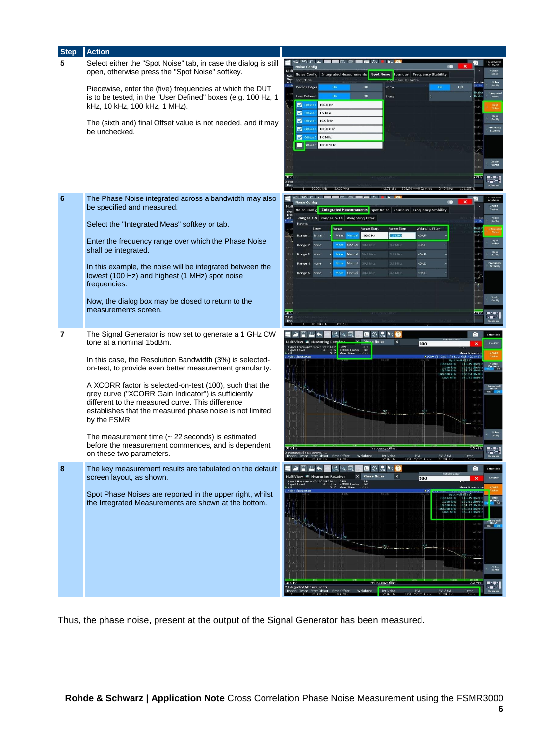| Step | Action | |
|---|---|---|
| 5 | Select either the "Spot Noise" tab, in case the dialog is still open, otherwise press the "Spot Noise" softkey.<br><br>Piecewise, enter the (five) frequencies at which the DUT is to be tested, in the "User Defined" boxes (e.g. 100 Hz, 1 kHz, 10 kHz, 100 kHz, 1 MHz).<br><br>The (sixth and) final Offset value is not needed, and it may be unchecked. | |
| 6 | The Phase Noise integrated across a bandwidth may also be specified and measured.<br><br>Select the "Integrated Meas" softkey or tab.<br><br>Enter the frequency range over which the Phase Noise shall be integrated.<br><br>In this example, the noise will be integrated between the lowest (100 Hz) and highest (1 MHz) spot noise frequencies.<br><br>Now, the dialog box may be closed to return to the measurements screen. | |
| 7 | The Signal Generator is now set to generate a 1 GHz CW tone at a nominal 15dBm.<br><br>In this case, the Resolution Bandwidth (3%) is selected-on-test, to provide even better measurement granularity.<br><br>A XCORR factor is selected-on-test (100), such that the grey curve ("XCORR Gain Indicator") is sufficiently different to the measured curve. This difference establishes that the measured phase noise is not limited by the FSMR.<br><br>The measurement time (~ 22 seconds) is estimated before the measurement commences, and is dependent on these two parameters. | |
| 8 | The key measurement results are tabulated on the default screen layout, as shown.<br><br>Spot Phase Noises are reported in the upper right, whilst the Integrated Measurements are shown at the bottom. | |

Thus, the phase noise, present at the output of the Signal Generator has been measured.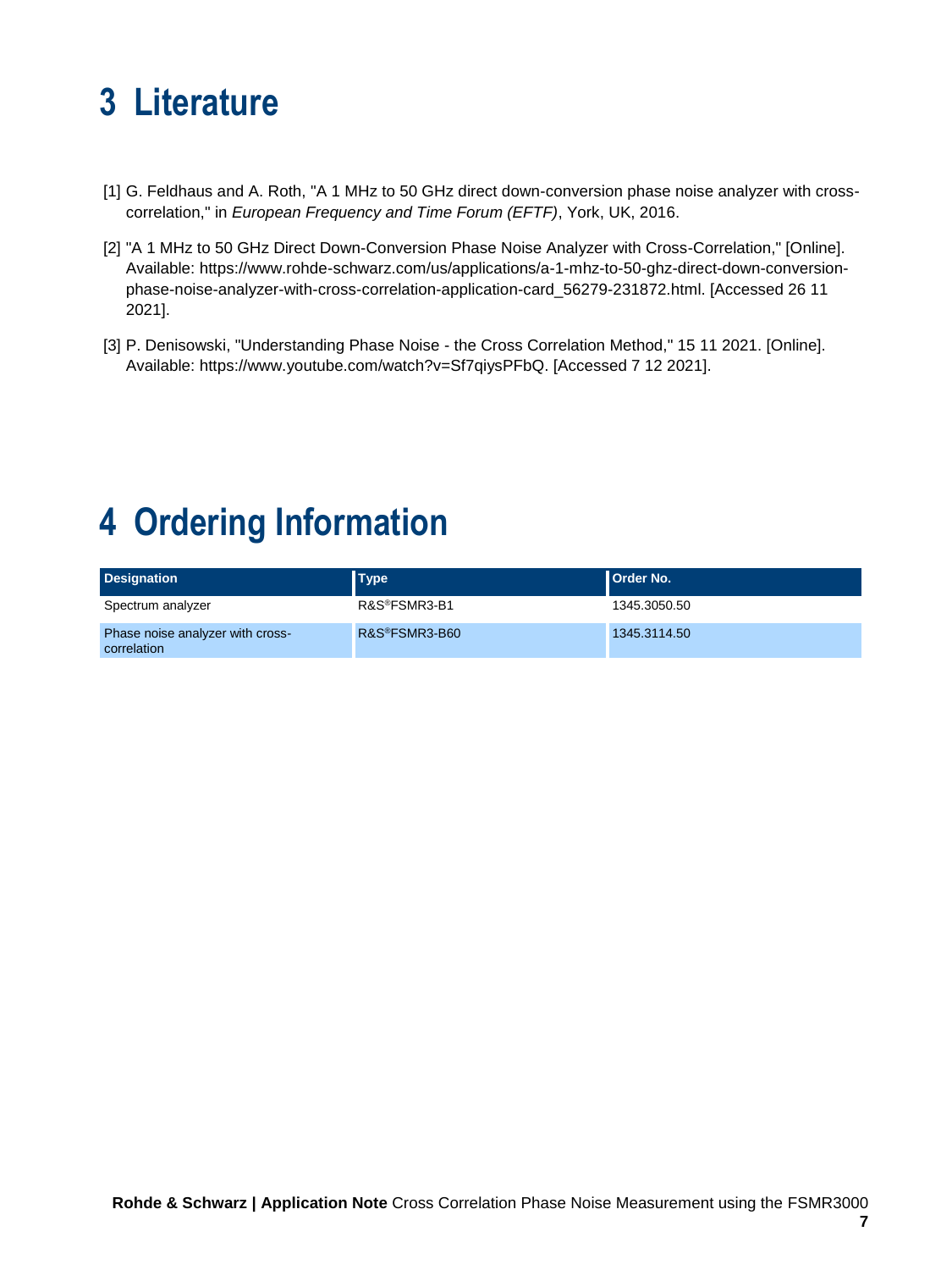# 3 Literature

[1] G. Feldhaus and A. Roth, "A 1 MHz to 50 GHz direct down-conversion phase noise analyzer with cross-correlation," in *European Frequency and Time Forum (EFTF)*, York, UK, 2016.

[2] "A 1 MHz to 50 GHz Direct Down-Conversion Phase Noise Analyzer with Cross-Correlation," [Online]. Available: https://www.rohde-schwarz.com/us/applications/a-1-mhz-to-50-ghz-direct-down-conversion-phase-noise-analyzer-with-cross-correlation-application-card_56279-231872.html. [Accessed 26 11 2021].

[3] P. Denisowski, "Understanding Phase Noise - the Cross Correlation Method," 15 11 2021. [Online]. Available: https://www.youtube.com/watch?v=Sf7qiysPFbQ. [Accessed 7 12 2021].

# 4 Ordering Information

| Designation | Type | Order No. |
|---|---|---|
| Spectrum analyzer | R&S®FSMR3-B1 | 1345.3050.50 |
| Phase noise analyzer with cross-correlation | R&S®FSMR3-B60 | 1345.3114.50 |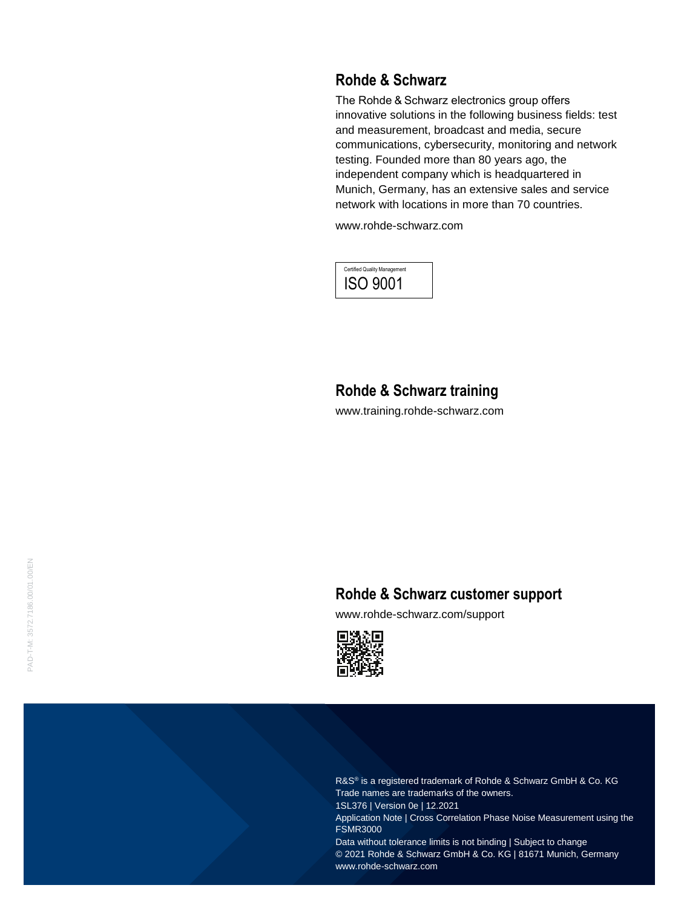## Rohde & Schwarz

The Rohde & Schwarz electronics group offers innovative solutions in the following business fields: test and measurement, broadcast and media, secure communications, cybersecurity, monitoring and network testing. Founded more than 80 years ago, the independent company which is headquartered in Munich, Germany, has an extensive sales and service network with locations in more than 70 countries.

www.rohde-schwarz.com

Certified Quality Management
ISO 9001

## Rohde & Schwarz training

www.training.rohde-schwarz.com

## Rohde & Schwarz customer support

www.rohde-schwarz.com/support

PAD-T-M: 3572.7186.00/01.00/EN

R&S® is a registered trademark of Rohde & Schwarz GmbH & Co. KG
Trade names are trademarks of the owners.
1SL376 | Version 0e | 12.2021
Application Note | Cross Correlation Phase Noise Measurement using the FSMR3000
Data without tolerance limits is not binding | Subject to change
© 2021 Rohde & Schwarz GmbH & Co. KG | 81671 Munich, Germany
www.rohde-schwarz.com